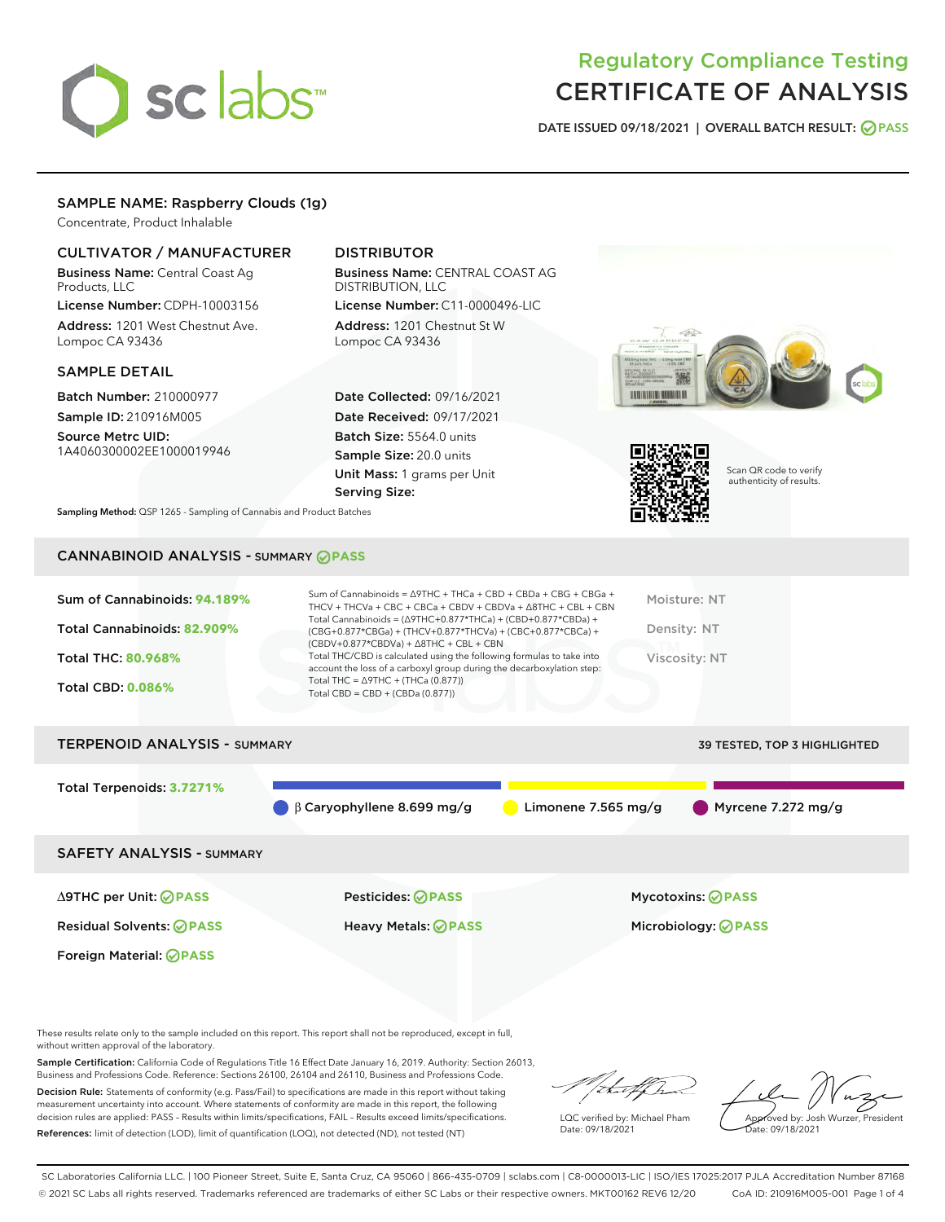# Regulatory Compliance Testing
# CERTIFICATE OF ANALYSIS

DATE ISSUED 09/18/2021 | OVERALL BATCH RESULT: PASS

## SAMPLE NAME: Raspberry Clouds (1g)

Concentrate, Product Inhalable

### CULTIVATOR / MANUFACTURER

**Business Name:** Central Coast Ag Products, LLC

**License Number:** CDPH-10003156

**Address:** 1201 West Chestnut Ave. Lompoc CA 93436

### DISTRIBUTOR

**Business Name:** CENTRAL COAST AG DISTRIBUTION, LLC

**License Number:** C11-0000496-LIC

**Address:** 1201 Chestnut St W Lompoc CA 93436

### SAMPLE DETAIL

**Batch Number:** 210000977

**Sample ID:** 210916M005

**Source Metrc UID:** 1A4060300002EE1000019946

**Date Collected:** 09/16/2021

**Date Received:** 09/17/2021

**Batch Size:** 5564.0 units

**Sample Size:** 20.0 units

**Unit Mass:** 1 grams per Unit

**Serving Size:**

Scan QR code to verify authenticity of results.

**Sampling Method:** QSP 1265 - Sampling of Cannabis and Product Batches

## CANNABINOID ANALYSIS - SUMMARY PASS

Sum of Cannabinoids: **94.189%**

Total Cannabinoids: **82.909%**

Total THC: **80.968%**

Total CBD: **0.086%**

Sum of Cannabinoids = Δ9THC + THCa + CBD + CBDa + CBG + CBGa + THCV + THCVa + CBC + CBCa + CBDV + CBDVa + Δ8THC + CBL + CBN

Total Cannabinoids = (Δ9THC+0.877*THCa) + (CBD+0.877*CBDa) + (CBG+0.877*CBGa) + (THCV+0.877*THCVa) + (CBC+0.877*CBCa) + (CBDV+0.877*CBDVa) + Δ8THC + CBL + CBN

Total THC/CBD is calculated using the following formulas to take into account the loss of a carboxyl group during the decarboxylation step:

Total THC = Δ9THC + (THCa (0.877))

Total CBD = CBD + (CBDa (0.877))

Moisture: NT

Density: NT

Viscosity: NT

## TERPENOID ANALYSIS - SUMMARY

39 TESTED, TOP 3 HIGHLIGHTED

Total Terpenoids: **3.7271%**

β Caryophyllene 8.699 mg/g | Limonene 7.565 mg/g | Myrcene 7.272 mg/g

## SAFETY ANALYSIS - SUMMARY

Δ9THC per Unit: PASS

Pesticides: PASS

Mycotoxins: PASS

Residual Solvents: PASS

Heavy Metals: PASS

Microbiology: PASS

Foreign Material: PASS

These results relate only to the sample included on this report. This report shall not be reproduced, except in full, without written approval of the laboratory.

**Sample Certification:** California Code of Regulations Title 16 Effect Date January 16, 2019. Authority: Section 26013, Business and Professions Code. Reference: Sections 26100, 26104 and 26110, Business and Professions Code.

**Decision Rule:** Statements of conformity (e.g. Pass/Fail) to specifications are made in this report without taking measurement uncertainty into account. Where statements of conformity are made in this report, the following decision rules are applied: PASS – Results within limits/specifications, FAIL – Results exceed limits/specifications.

**References:** limit of detection (LOD), limit of quantification (LOQ), not detected (ND), not tested (NT)

LQC verified by: Michael Pham
Date: 09/18/2021

Approved by: Josh Wurzer, President
Date: 09/18/2021

SC Laboratories California LLC. | 100 Pioneer Street, Suite E, Santa Cruz, CA 95060 | 866-435-0709 | sclabs.com | C8-0000013-LIC | ISO/IES 17025:2017 PJLA Accreditation Number 87168

© 2021 SC Labs all rights reserved. Trademarks referenced are trademarks of either SC Labs or their respective owners. MKT00162 REV6 12/20 CoA ID: 210916M005-001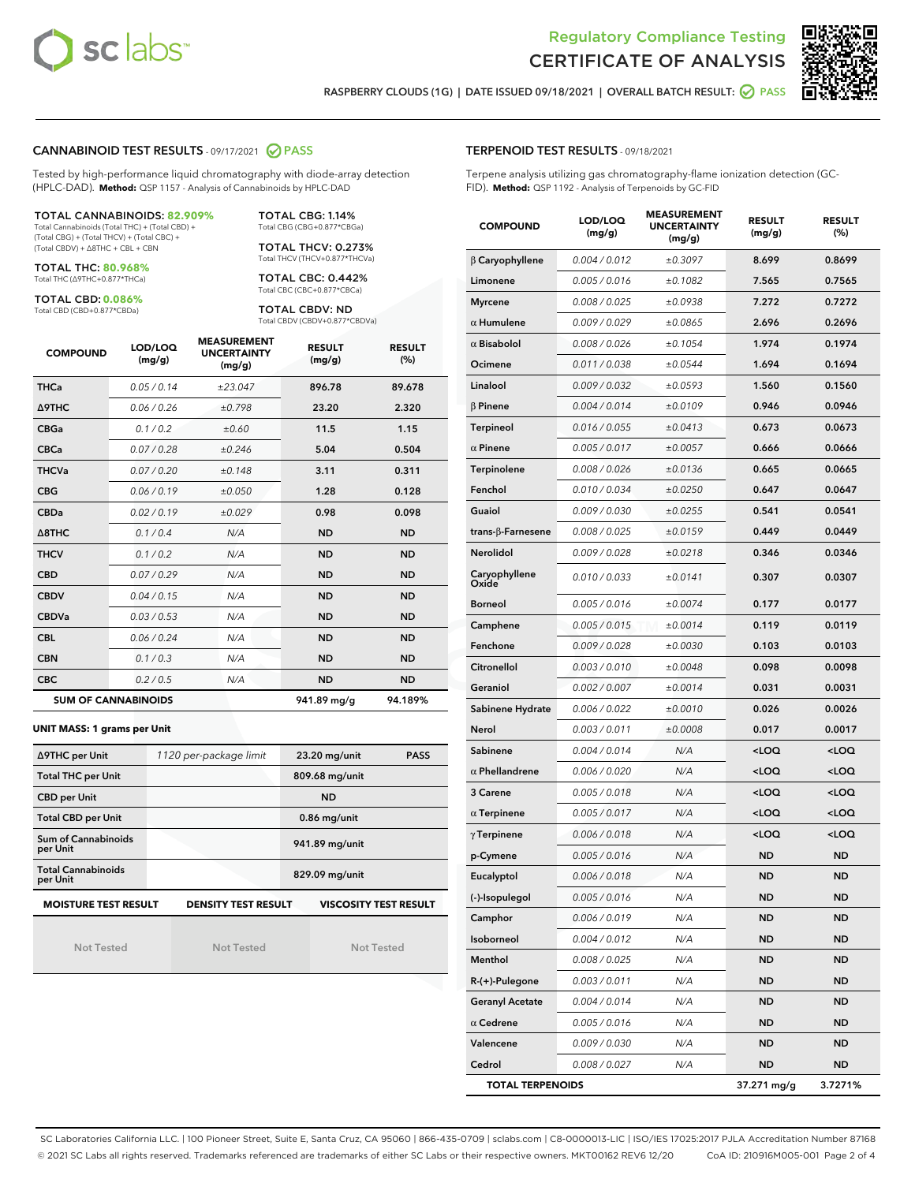# Regulatory Compliance Testing
# CERTIFICATE OF ANALYSIS

RASPBERRY CLOUDS (1G) | DATE ISSUED 09/18/2021 | OVERALL BATCH RESULT: PASS

## CANNABINOID TEST RESULTS - 09/17/2021 PASS

Tested by high-performance liquid chromatography with diode-array detection (HPLC-DAD). **Method:** QSP 1157 - Analysis of Cannabinoids by HPLC-DAD

**TOTAL CANNABINOIDS: 82.909%**
Total Cannabinoids (Total THC) + (Total CBD) + (Total CBG) + (Total THCV) + (Total CBC) + (Total CBDV) + Δ8THC + CBL + CBN

**TOTAL THC: 80.968%**
Total THC (Δ9THC+0.877*THCa)

**TOTAL CBD: 0.086%**
Total CBD (CBD+0.877*CBDa)

**TOTAL CBG: 1.14%**
Total CBG (CBG+0.877*CBGa)

**TOTAL THCV: 0.273%**
Total THCV (THCV+0.877*THCVa)

**TOTAL CBC: 0.442%**
Total CBC (CBC+0.877*CBCa)

**TOTAL CBDV: ND**
Total CBDV (CBDV+0.877*CBDVa)

| COMPOUND | LOD/LOQ (mg/g) | MEASUREMENT UNCERTAINTY (mg/g) | RESULT (mg/g) | RESULT (%) |
|---|---|---|---|---|
| THCa | 0.05 / 0.14 | ±23.047 | 896.78 | 89.678 |
| Δ9THC | 0.06 / 0.26 | ±0.798 | 23.20 | 2.320 |
| CBGa | 0.1 / 0.2 | ±0.60 | 11.5 | 1.15 |
| CBCa | 0.07 / 0.28 | ±0.246 | 5.04 | 0.504 |
| THCVa | 0.07 / 0.20 | ±0.148 | 3.11 | 0.311 |
| CBG | 0.06 / 0.19 | ±0.050 | 1.28 | 0.128 |
| CBDa | 0.02 / 0.19 | ±0.029 | 0.98 | 0.098 |
| Δ8THC | 0.1 / 0.4 | N/A | ND | ND |
| THCV | 0.1 / 0.2 | N/A | ND | ND |
| CBD | 0.07 / 0.29 | N/A | ND | ND |
| CBDV | 0.04 / 0.15 | N/A | ND | ND |
| CBDVa | 0.03 / 0.53 | N/A | ND | ND |
| CBL | 0.06 / 0.24 | N/A | ND | ND |
| CBN | 0.1 / 0.3 | N/A | ND | ND |
| CBC | 0.2 / 0.5 | N/A | ND | ND |
| **SUM OF CANNABINOIDS** | | | 941.89 mg/g | 94.189% |

**UNIT MASS: 1 grams per Unit**

| | | | |
|---|---|---|---|
| Δ9THC per Unit | 1120 per-package limit | 23.20 mg/unit | PASS |
| Total THC per Unit | | 809.68 mg/unit | |
| CBD per Unit | | ND | |
| Total CBD per Unit | | 0.86 mg/unit | |
| Sum of Cannabinoids per Unit | | 941.89 mg/unit | |
| Total Cannabinoids per Unit | | 829.09 mg/unit | |

| MOISTURE TEST RESULT | DENSITY TEST RESULT | VISCOSITY TEST RESULT |
|---|---|---|
| Not Tested | Not Tested | Not Tested |

## TERPENOID TEST RESULTS - 09/18/2021

Terpene analysis utilizing gas chromatography-flame ionization detection (GC-FID). **Method:** QSP 1192 - Analysis of Terpenoids by GC-FID

| COMPOUND | LOD/LOQ (mg/g) | MEASUREMENT UNCERTAINTY (mg/g) | RESULT (mg/g) | RESULT (%) |
|---|---|---|---|---|
| β Caryophyllene | 0.004 / 0.012 | ±0.3097 | 8.699 | 0.8699 |
| Limonene | 0.005 / 0.016 | ±0.1082 | 7.565 | 0.7565 |
| Myrcene | 0.008 / 0.025 | ±0.0938 | 7.272 | 0.7272 |
| α Humulene | 0.009 / 0.029 | ±0.0865 | 2.696 | 0.2696 |
| α Bisabolol | 0.008 / 0.026 | ±0.1054 | 1.974 | 0.1974 |
| Ocimene | 0.011 / 0.038 | ±0.0544 | 1.694 | 0.1694 |
| Linalool | 0.009 / 0.032 | ±0.0593 | 1.560 | 0.1560 |
| β Pinene | 0.004 / 0.014 | ±0.0109 | 0.946 | 0.0946 |
| Terpineol | 0.016 / 0.055 | ±0.0413 | 0.673 | 0.0673 |
| α Pinene | 0.005 / 0.017 | ±0.0057 | 0.666 | 0.0666 |
| Terpinolene | 0.008 / 0.026 | ±0.0136 | 0.665 | 0.0665 |
| Fenchol | 0.010 / 0.034 | ±0.0250 | 0.647 | 0.0647 |
| Guaiol | 0.009 / 0.030 | ±0.0255 | 0.541 | 0.0541 |
| trans-β-Farnesene | 0.008 / 0.025 | ±0.0159 | 0.449 | 0.0449 |
| Nerolidol | 0.009 / 0.028 | ±0.0218 | 0.346 | 0.0346 |
| Caryophyllene Oxide | 0.010 / 0.033 | ±0.0141 | 0.307 | 0.0307 |
| Borneol | 0.005 / 0.016 | ±0.0074 | 0.177 | 0.0177 |
| Camphene | 0.005 / 0.015 | ±0.0014 | 0.119 | 0.0119 |
| Fenchone | 0.009 / 0.028 | ±0.0030 | 0.103 | 0.0103 |
| Citronellol | 0.003 / 0.010 | ±0.0048 | 0.098 | 0.0098 |
| Geraniol | 0.002 / 0.007 | ±0.0014 | 0.031 | 0.0031 |
| Sabinene Hydrate | 0.006 / 0.022 | ±0.0010 | 0.026 | 0.0026 |
| Nerol | 0.003 / 0.011 | ±0.0008 | 0.017 | 0.0017 |
| Sabinene | 0.004 / 0.014 | N/A | <LOQ | <LOQ |
| α Phellandrene | 0.006 / 0.020 | N/A | <LOQ | <LOQ |
| 3 Carene | 0.005 / 0.018 | N/A | <LOQ | <LOQ |
| α Terpinene | 0.005 / 0.017 | N/A | <LOQ | <LOQ |
| γ Terpinene | 0.006 / 0.018 | N/A | <LOQ | <LOQ |
| p-Cymene | 0.005 / 0.016 | N/A | ND | ND |
| Eucalyptol | 0.006 / 0.018 | N/A | ND | ND |
| (-)-Isopulegol | 0.005 / 0.016 | N/A | ND | ND |
| Camphor | 0.006 / 0.019 | N/A | ND | ND |
| Isoborneol | 0.004 / 0.012 | N/A | ND | ND |
| Menthol | 0.008 / 0.025 | N/A | ND | ND |
| R-(+)-Pulegone | 0.003 / 0.011 | N/A | ND | ND |
| Geranyl Acetate | 0.004 / 0.014 | N/A | ND | ND |
| α Cedrene | 0.005 / 0.016 | N/A | ND | ND |
| Valencene | 0.009 / 0.030 | N/A | ND | ND |
| Cedrol | 0.008 / 0.027 | N/A | ND | ND |
| **TOTAL TERPENOIDS** | | | 37.271 mg/g | 3.7271% |

SC Laboratories California LLC. | 100 Pioneer Street, Suite E, Santa Cruz, CA 95060 | 866-435-0709 | sclabs.com | C8-0000013-LIC | ISO/IES 17025:2017 PJLA Accreditation Number 87168
© 2021 SC Labs all rights reserved. Trademarks referenced are trademarks of either SC Labs or their respective owners. MKT00162 REV6 12/20 CoA ID: 210916M005-001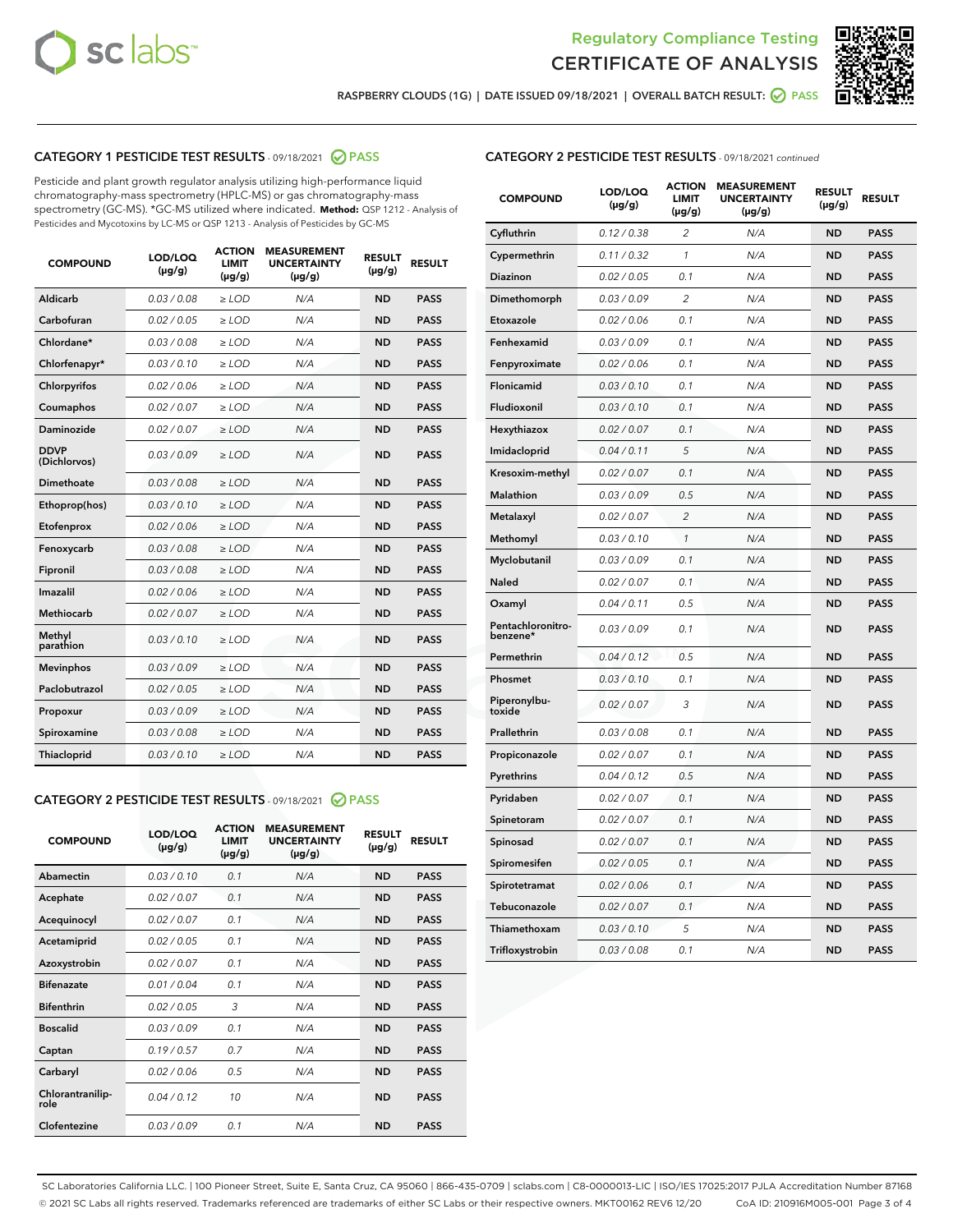# Regulatory Compliance Testing
# CERTIFICATE OF ANALYSIS

RASPBERRY CLOUDS (1G) | DATE ISSUED 09/18/2021 | OVERALL BATCH RESULT: PASS

## CATEGORY 1 PESTICIDE TEST RESULTS - 09/18/2021 PASS

Pesticide and plant growth regulator analysis utilizing high-performance liquid chromatography-mass spectrometry (HPLC-MS) or gas chromatography-mass spectrometry (GC-MS). *GC-MS utilized where indicated. **Method:** QSP 1212 - Analysis of Pesticides and Mycotoxins by LC-MS or QSP 1213 - Analysis of Pesticides by GC-MS

| COMPOUND | LOD/LOQ (µg/g) | ACTION LIMIT (µg/g) | MEASUREMENT UNCERTAINTY (µg/g) | RESULT (µg/g) | RESULT |
|---|---|---|---|---|---|
| Aldicarb | 0.03 / 0.08 | ≥ LOD | N/A | ND | PASS |
| Carbofuran | 0.02 / 0.05 | ≥ LOD | N/A | ND | PASS |
| Chlordane* | 0.03 / 0.08 | ≥ LOD | N/A | ND | PASS |
| Chlorfenapyr* | 0.03 / 0.10 | ≥ LOD | N/A | ND | PASS |
| Chlorpyrifos | 0.02 / 0.06 | ≥ LOD | N/A | ND | PASS |
| Coumaphos | 0.02 / 0.07 | ≥ LOD | N/A | ND | PASS |
| Daminozide | 0.02 / 0.07 | ≥ LOD | N/A | ND | PASS |
| DDVP (Dichlorvos) | 0.03 / 0.09 | ≥ LOD | N/A | ND | PASS |
| Dimethoate | 0.03 / 0.08 | ≥ LOD | N/A | ND | PASS |
| Ethoprop(hos) | 0.03 / 0.10 | ≥ LOD | N/A | ND | PASS |
| Etofenprox | 0.02 / 0.06 | ≥ LOD | N/A | ND | PASS |
| Fenoxycarb | 0.03 / 0.08 | ≥ LOD | N/A | ND | PASS |
| Fipronil | 0.03 / 0.08 | ≥ LOD | N/A | ND | PASS |
| Imazalil | 0.02 / 0.06 | ≥ LOD | N/A | ND | PASS |
| Methiocarb | 0.02 / 0.07 | ≥ LOD | N/A | ND | PASS |
| Methyl parathion | 0.03 / 0.10 | ≥ LOD | N/A | ND | PASS |
| Mevinphos | 0.03 / 0.09 | ≥ LOD | N/A | ND | PASS |
| Paclobutrazol | 0.02 / 0.05 | ≥ LOD | N/A | ND | PASS |
| Propoxur | 0.03 / 0.09 | ≥ LOD | N/A | ND | PASS |
| Spiroxamine | 0.03 / 0.08 | ≥ LOD | N/A | ND | PASS |
| Thiacloprid | 0.03 / 0.10 | ≥ LOD | N/A | ND | PASS |

## CATEGORY 2 PESTICIDE TEST RESULTS - 09/18/2021 PASS

| COMPOUND | LOD/LOQ (µg/g) | ACTION LIMIT (µg/g) | MEASUREMENT UNCERTAINTY (µg/g) | RESULT (µg/g) | RESULT |
|---|---|---|---|---|---|
| Abamectin | 0.03 / 0.10 | 0.1 | N/A | ND | PASS |
| Acephate | 0.02 / 0.07 | 0.1 | N/A | ND | PASS |
| Acequinocyl | 0.02 / 0.07 | 0.1 | N/A | ND | PASS |
| Acetamiprid | 0.02 / 0.05 | 0.1 | N/A | ND | PASS |
| Azoxystrobin | 0.02 / 0.07 | 0.1 | N/A | ND | PASS |
| Bifenazate | 0.01 / 0.04 | 0.1 | N/A | ND | PASS |
| Bifenthrin | 0.02 / 0.05 | 3 | N/A | ND | PASS |
| Boscalid | 0.03 / 0.09 | 0.1 | N/A | ND | PASS |
| Captan | 0.19 / 0.57 | 0.7 | N/A | ND | PASS |
| Carbaryl | 0.02 / 0.06 | 0.5 | N/A | ND | PASS |
| Chlorantraniliprole | 0.04 / 0.12 | 10 | N/A | ND | PASS |
| Clofentezine | 0.03 / 0.09 | 0.1 | N/A | ND | PASS |
| Cyfluthrin | 0.12 / 0.38 | 2 | N/A | ND | PASS |
| Cypermethrin | 0.11 / 0.32 | 1 | N/A | ND | PASS |
| Diazinon | 0.02 / 0.05 | 0.1 | N/A | ND | PASS |
| Dimethomorph | 0.03 / 0.09 | 2 | N/A | ND | PASS |
| Etoxazole | 0.02 / 0.06 | 0.1 | N/A | ND | PASS |
| Fenhexamid | 0.03 / 0.09 | 0.1 | N/A | ND | PASS |
| Fenpyroximate | 0.02 / 0.06 | 0.1 | N/A | ND | PASS |
| Flonicamid | 0.03 / 0.10 | 0.1 | N/A | ND | PASS |
| Fludioxonil | 0.03 / 0.10 | 0.1 | N/A | ND | PASS |
| Hexythiazox | 0.02 / 0.07 | 0.1 | N/A | ND | PASS |
| Imidacloprid | 0.04 / 0.11 | 5 | N/A | ND | PASS |
| Kresoxim-methyl | 0.02 / 0.07 | 0.1 | N/A | ND | PASS |
| Malathion | 0.03 / 0.09 | 0.5 | N/A | ND | PASS |
| Metalaxyl | 0.02 / 0.07 | 2 | N/A | ND | PASS |
| Methomyl | 0.03 / 0.10 | 1 | N/A | ND | PASS |
| Myclobutanil | 0.03 / 0.09 | 0.1 | N/A | ND | PASS |
| Naled | 0.02 / 0.07 | 0.1 | N/A | ND | PASS |
| Oxamyl | 0.04 / 0.11 | 0.5 | N/A | ND | PASS |
| Pentachloronitrobenzene* | 0.03 / 0.09 | 0.1 | N/A | ND | PASS |
| Permethrin | 0.04 / 0.12 | 0.5 | N/A | ND | PASS |
| Phosmet | 0.03 / 0.10 | 0.1 | N/A | ND | PASS |
| Piperonylbutoxide | 0.02 / 0.07 | 3 | N/A | ND | PASS |
| Prallethrin | 0.03 / 0.08 | 0.1 | N/A | ND | PASS |
| Propiconazole | 0.02 / 0.07 | 0.1 | N/A | ND | PASS |
| Pyrethrins | 0.04 / 0.12 | 0.5 | N/A | ND | PASS |
| Pyridaben | 0.02 / 0.07 | 0.1 | N/A | ND | PASS |
| Spinetoram | 0.02 / 0.07 | 0.1 | N/A | ND | PASS |
| Spinosad | 0.02 / 0.07 | 0.1 | N/A | ND | PASS |
| Spiromesifen | 0.02 / 0.05 | 0.1 | N/A | ND | PASS |
| Spirotetramat | 0.02 / 0.06 | 0.1 | N/A | ND | PASS |
| Tebuconazole | 0.02 / 0.07 | 0.1 | N/A | ND | PASS |
| Thiamethoxam | 0.03 / 0.10 | 5 | N/A | ND | PASS |
| Trifloxystrobin | 0.03 / 0.08 | 0.1 | N/A | ND | PASS |

SC Laboratories California LLC. | 100 Pioneer Street, Suite E, Santa Cruz, CA 95060 | 866-435-0709 | sclabs.com | C8-0000013-LIC | ISO/IES 17025:2017 PJLA Accreditation Number 87168
© 2021 SC Labs all rights reserved. Trademarks referenced are trademarks of either SC Labs or their respective owners. MKT00162 REV6 12/20 CoA ID: 210916M005-001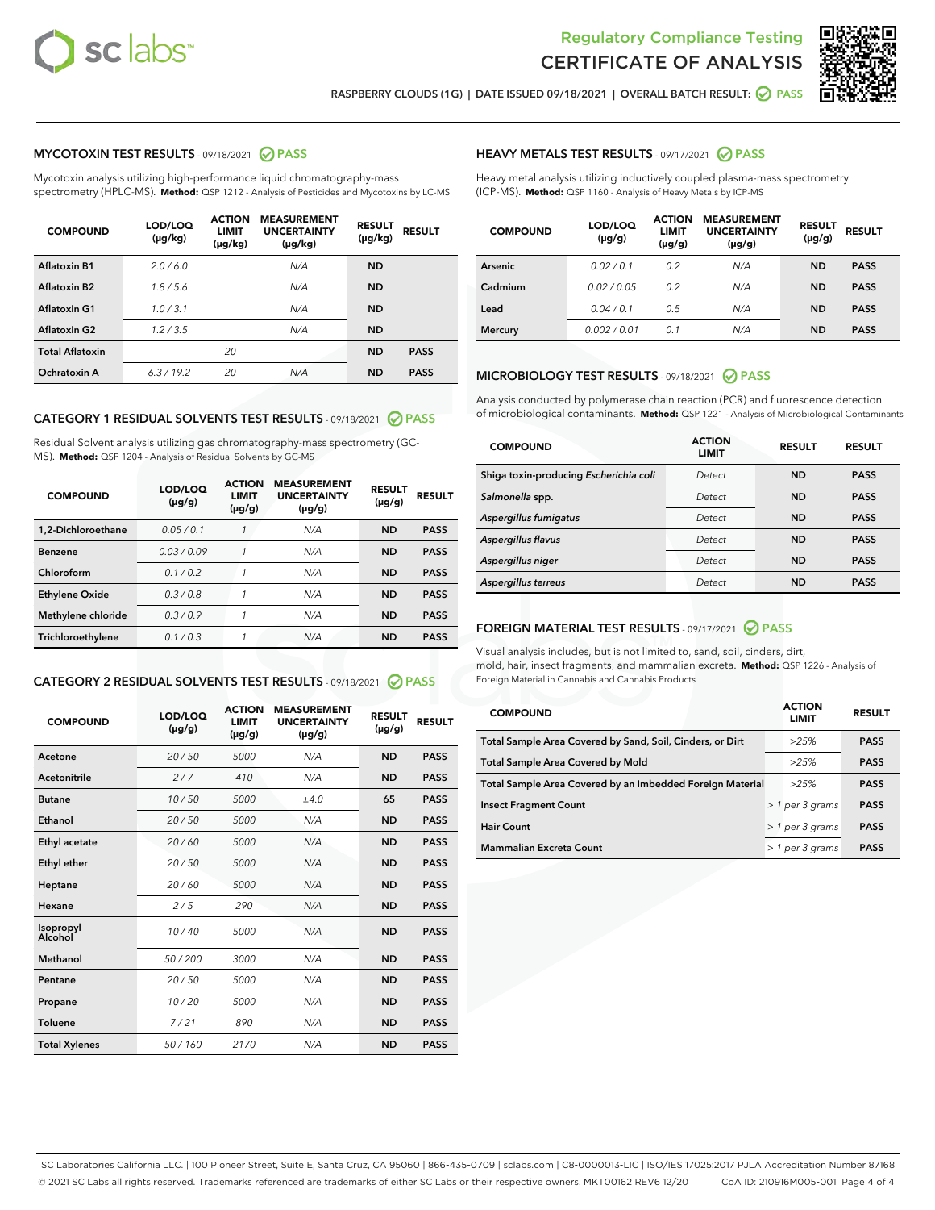Regulatory Compliance Testing

# CERTIFICATE OF ANALYSIS

RASPBERRY CLOUDS (1G) | DATE ISSUED 09/18/2021 | OVERALL BATCH RESULT: PASS

## MYCOTOXIN TEST RESULTS - 09/18/2021 PASS

Mycotoxin analysis utilizing high-performance liquid chromatography-mass spectrometry (HPLC-MS). **Method:** QSP 1212 - Analysis of Pesticides and Mycotoxins by LC-MS

| COMPOUND | LOD/LOQ (µg/kg) | ACTION LIMIT (µg/kg) | MEASUREMENT UNCERTAINTY (µg/kg) | RESULT (µg/kg) | RESULT |
|---|---|---|---|---|---|
| Aflatoxin B1 | 2.0 / 6.0 | | N/A | ND | |
| Aflatoxin B2 | 1.8 / 5.6 | | N/A | ND | |
| Aflatoxin G1 | 1.0 / 3.1 | | N/A | ND | |
| Aflatoxin G2 | 1.2 / 3.5 | | N/A | ND | |
| Total Aflatoxin | | 20 | | ND | PASS |
| Ochratoxin A | 6.3 / 19.2 | 20 | N/A | ND | PASS |

## CATEGORY 1 RESIDUAL SOLVENTS TEST RESULTS - 09/18/2021 PASS

Residual Solvent analysis utilizing gas chromatography-mass spectrometry (GC-MS). **Method:** QSP 1204 - Analysis of Residual Solvents by GC-MS

| COMPOUND | LOD/LOQ (µg/g) | ACTION LIMIT (µg/g) | MEASUREMENT UNCERTAINTY (µg/g) | RESULT (µg/g) | RESULT |
|---|---|---|---|---|---|
| 1,2-Dichloroethane | 0.05 / 0.1 | 1 | N/A | ND | PASS |
| Benzene | 0.03 / 0.09 | 1 | N/A | ND | PASS |
| Chloroform | 0.1 / 0.2 | 1 | N/A | ND | PASS |
| Ethylene Oxide | 0.3 / 0.8 | 1 | N/A | ND | PASS |
| Methylene chloride | 0.3 / 0.9 | 1 | N/A | ND | PASS |
| Trichloroethylene | 0.1 / 0.3 | 1 | N/A | ND | PASS |

## CATEGORY 2 RESIDUAL SOLVENTS TEST RESULTS - 09/18/2021 PASS

| COMPOUND | LOD/LOQ (µg/g) | ACTION LIMIT (µg/g) | MEASUREMENT UNCERTAINTY (µg/g) | RESULT (µg/g) | RESULT |
|---|---|---|---|---|---|
| Acetone | 20 / 50 | 5000 | N/A | ND | PASS |
| Acetonitrile | 2 / 7 | 410 | N/A | ND | PASS |
| Butane | 10 / 50 | 5000 | ±4.0 | 65 | PASS |
| Ethanol | 20 / 50 | 5000 | N/A | ND | PASS |
| Ethyl acetate | 20 / 60 | 5000 | N/A | ND | PASS |
| Ethyl ether | 20 / 50 | 5000 | N/A | ND | PASS |
| Heptane | 20 / 60 | 5000 | N/A | ND | PASS |
| Hexane | 2 / 5 | 290 | N/A | ND | PASS |
| Isopropyl Alcohol | 10 / 40 | 5000 | N/A | ND | PASS |
| Methanol | 50 / 200 | 3000 | N/A | ND | PASS |
| Pentane | 20 / 50 | 5000 | N/A | ND | PASS |
| Propane | 10 / 20 | 5000 | N/A | ND | PASS |
| Toluene | 7 / 21 | 890 | N/A | ND | PASS |
| Total Xylenes | 50 / 160 | 2170 | N/A | ND | PASS |

## HEAVY METALS TEST RESULTS - 09/17/2021 PASS

Heavy metal analysis utilizing inductively coupled plasma-mass spectrometry (ICP-MS). **Method:** QSP 1160 - Analysis of Heavy Metals by ICP-MS

| COMPOUND | LOD/LOQ (µg/g) | ACTION LIMIT (µg/g) | MEASUREMENT UNCERTAINTY (µg/g) | RESULT (µg/g) | RESULT |
|---|---|---|---|---|---|
| Arsenic | 0.02 / 0.1 | 0.2 | N/A | ND | PASS |
| Cadmium | 0.02 / 0.05 | 0.2 | N/A | ND | PASS |
| Lead | 0.04 / 0.1 | 0.5 | N/A | ND | PASS |
| Mercury | 0.002 / 0.01 | 0.1 | N/A | ND | PASS |

## MICROBIOLOGY TEST RESULTS - 09/18/2021 PASS

Analysis conducted by polymerase chain reaction (PCR) and fluorescence detection of microbiological contaminants. **Method:** QSP 1221 - Analysis of Microbiological Contaminants

| COMPOUND | ACTION LIMIT | RESULT | RESULT |
|---|---|---|---|
| Shiga toxin-producing *Escherichia coli* | Detect | ND | PASS |
| *Salmonella* spp. | Detect | ND | PASS |
| *Aspergillus fumigatus* | Detect | ND | PASS |
| *Aspergillus flavus* | Detect | ND | PASS |
| *Aspergillus niger* | Detect | ND | PASS |
| *Aspergillus terreus* | Detect | ND | PASS |

## FOREIGN MATERIAL TEST RESULTS - 09/17/2021 PASS

Visual analysis includes, but is not limited to, sand, soil, cinders, dirt, mold, hair, insect fragments, and mammalian excreta. **Method:** QSP 1226 - Analysis of Foreign Material in Cannabis and Cannabis Products

| COMPOUND | ACTION LIMIT | RESULT |
|---|---|---|
| Total Sample Area Covered by Sand, Soil, Cinders, or Dirt | >25% | PASS |
| Total Sample Area Covered by Mold | >25% | PASS |
| Total Sample Area Covered by an Imbedded Foreign Material | >25% | PASS |
| Insect Fragment Count | > 1 per 3 grams | PASS |
| Hair Count | > 1 per 3 grams | PASS |
| Mammalian Excreta Count | > 1 per 3 grams | PASS |

SC Laboratories California LLC. | 100 Pioneer Street, Suite E, Santa Cruz, CA 95060 | 866-435-0709 | sclabs.com | C8-0000013-LIC | ISO/IES 17025:2017 PJLA Accreditation Number 87168
© 2021 SC Labs all rights reserved. Trademarks referenced are trademarks of either SC Labs or their respective owners. MKT00162 REV6 12/20 CoA ID: 210916M005-001